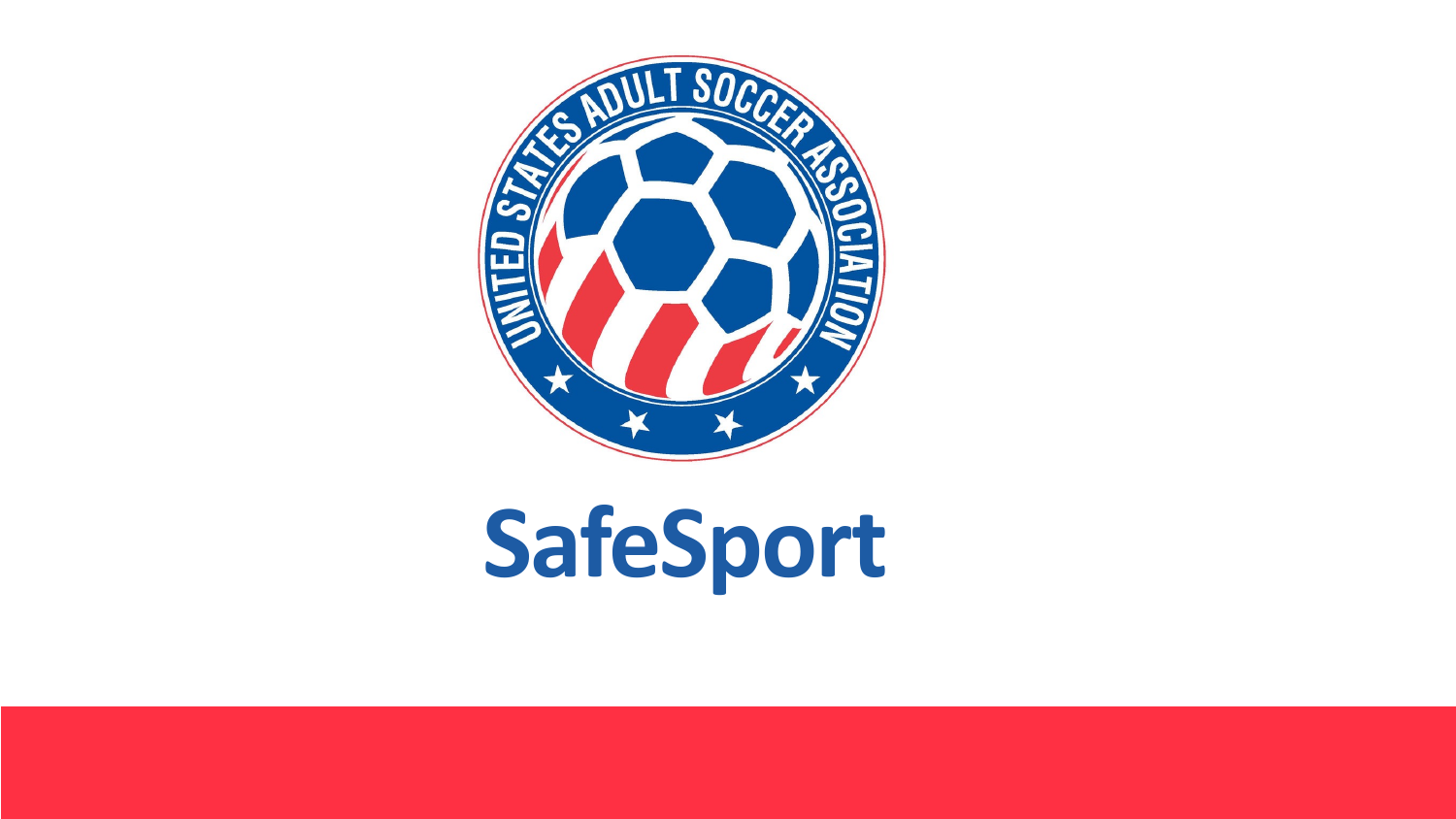# SafeSport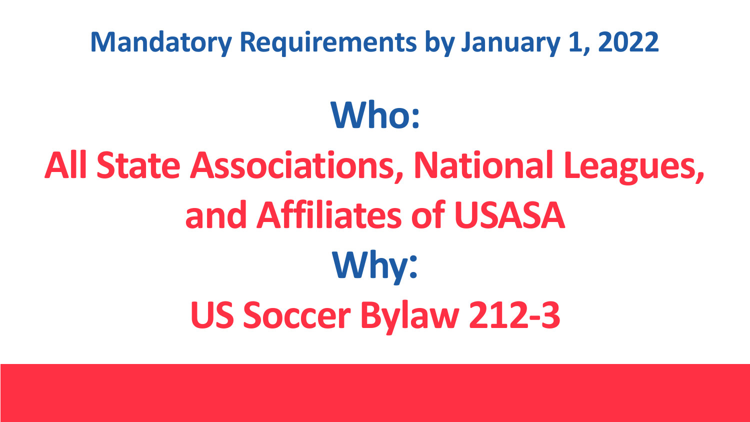## Mandatory Requirements by January 1, 2022

# Who:

# All State Associations, National Leagues, and Affiliates of USASA

# Why:

# US Soccer Bylaw 212-3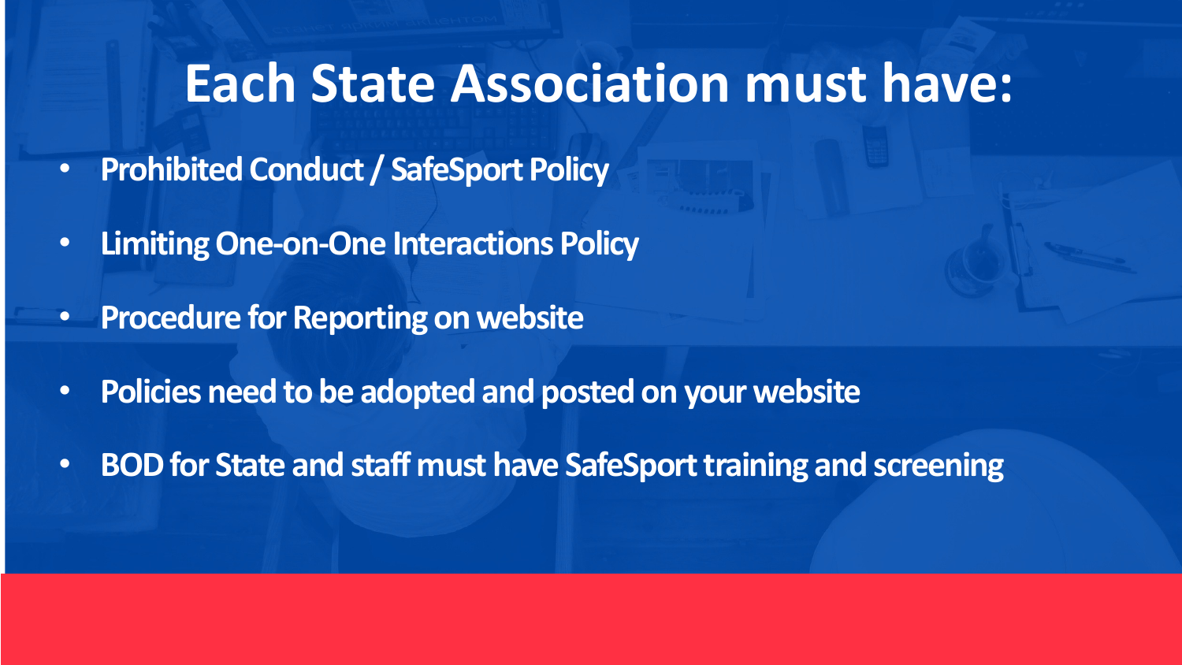# Each State Association must have:

- Prohibited Conduct / SafeSport Policy
- Limiting One-on-One Interactions Policy
- Procedure for Reporting on website
- Policies need to be adopted and posted on your website
- BOD for State and staff must have SafeSport training and screening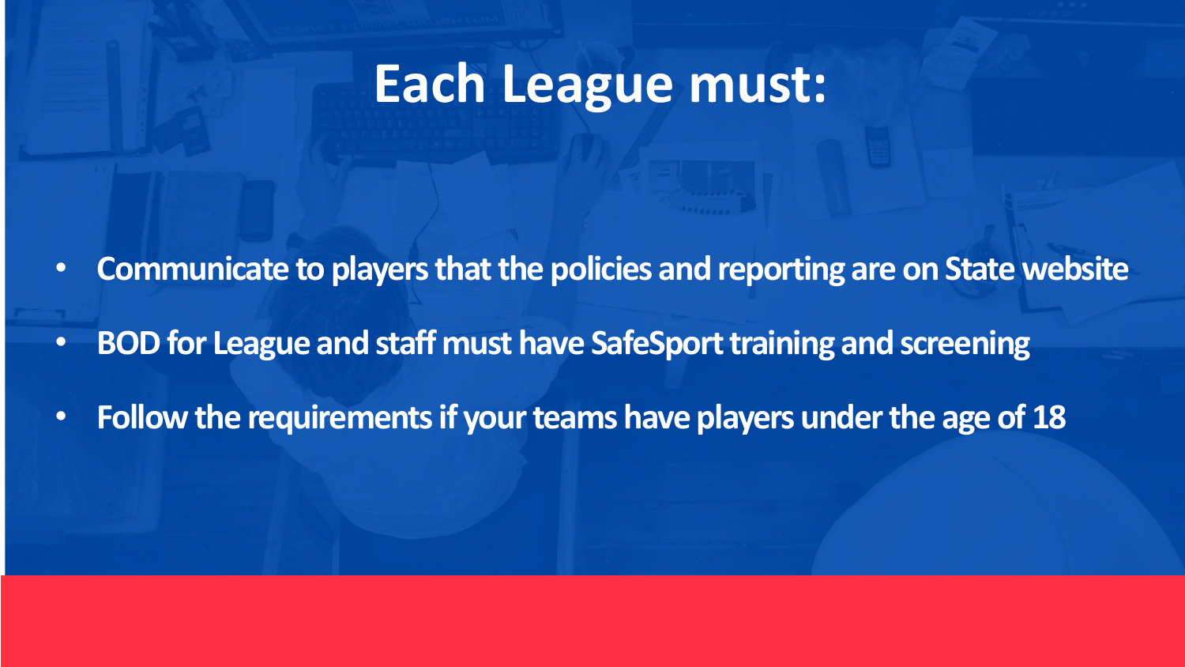# Each League must:

- Communicate to players that the policies and reporting are on State website
- BOD for League and staff must have SafeSport training and screening
- Follow the requirements if your teams have players under the age of 18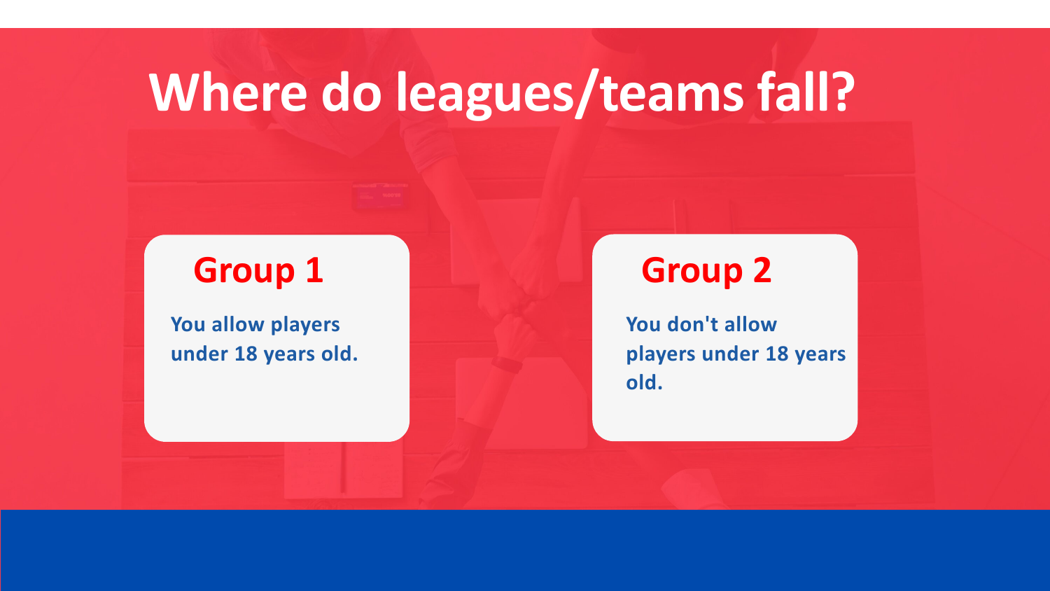# Where do leagues/teams fall?

## Group 1

You allow players under 18 years old.

## Group 2

You don't allow players under 18 years old.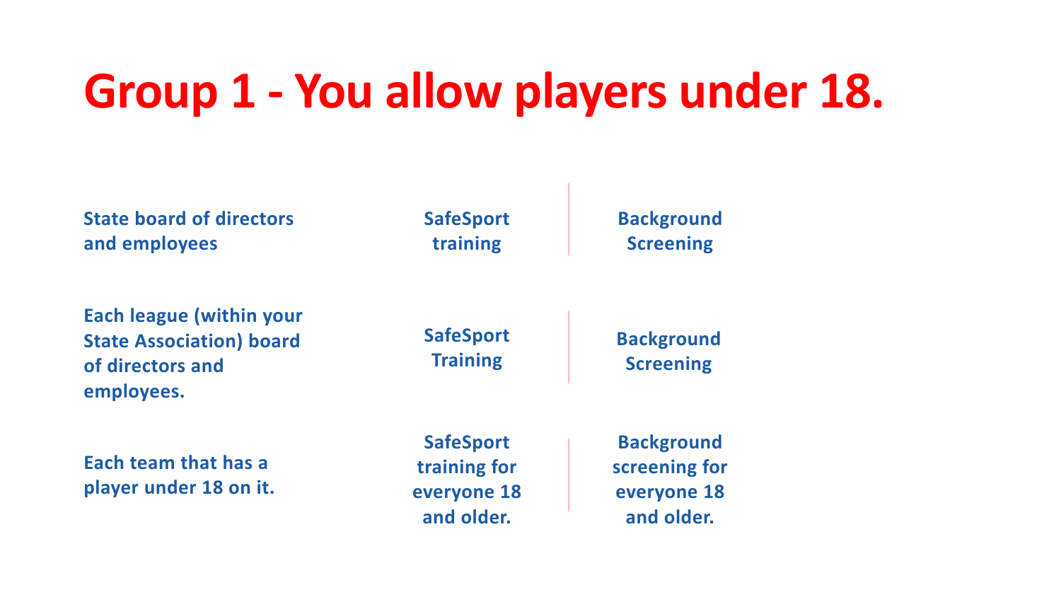# Group 1 - You allow players under 18.

| | | |
|---|---|---|
| **State board of directors and employees** | **SafeSport training** | **Background Screening** |
| **Each league (within your State Association) board of directors and employees.** | **SafeSport Training** | **Background Screening** |
| **Each team that has a player under 18 on it.** | **SafeSport training for everyone 18 and older.** | **Background screening for everyone 18 and older.** |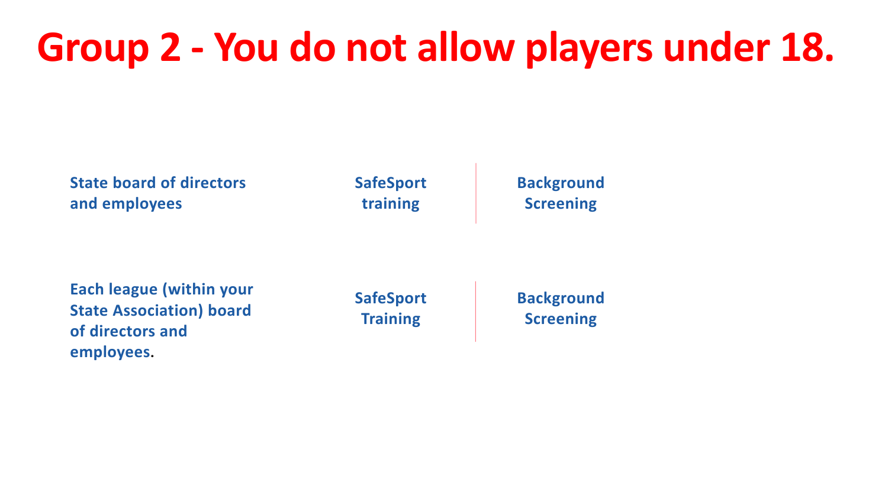# Group 2 - You do not allow players under 18.

| | | |
|---|---|---|
| **State board of directors and employees** | **SafeSport training** | **Background Screening** |
| **Each league (within your State Association) board of directors and employees**. | **SafeSport Training** | **Background Screening** |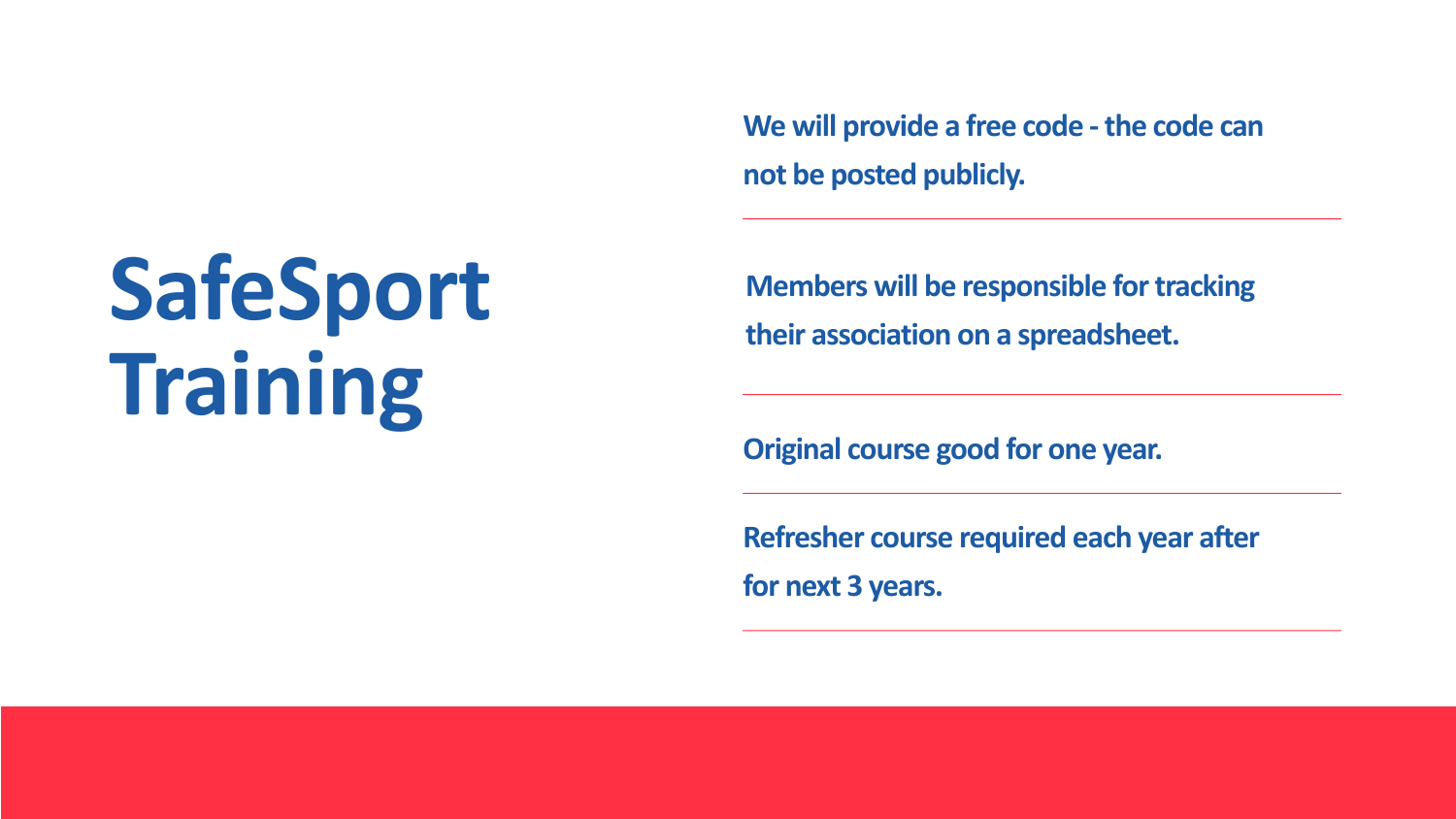# SafeSport Training

We will provide a free code - the code can not be posted publicly.

Members will be responsible for tracking their association on a spreadsheet.

Original course good for one year.

Refresher course required each year after for next 3 years.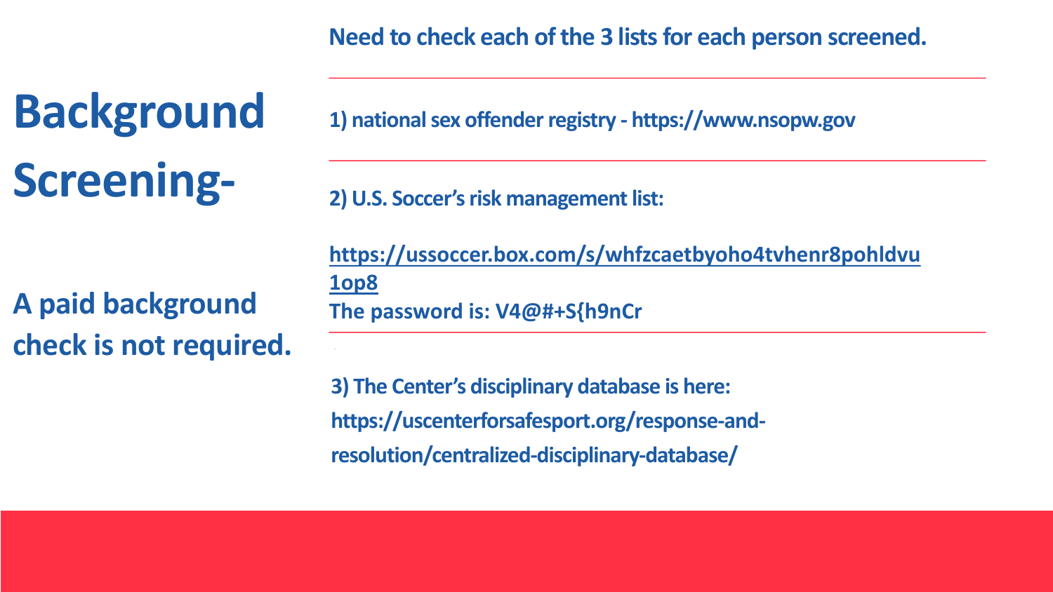# Background Screening-

**A paid background check is not required.**

**Need to check each of the 3 lists for each person screened.**

---

**1) national sex offender registry - https://www.nsopw.gov**

---

**2) U.S. Soccer's risk management list:**

**https://ussoccer.box.com/s/whfzcaetbyoho4tvhenr8pohldvu1op8**
**The password is: V4@#+S{h9nCr**

---

**3) The Center's disciplinary database is here: https://uscenterforsafesport.org/response-and-resolution/centralized-disciplinary-database/**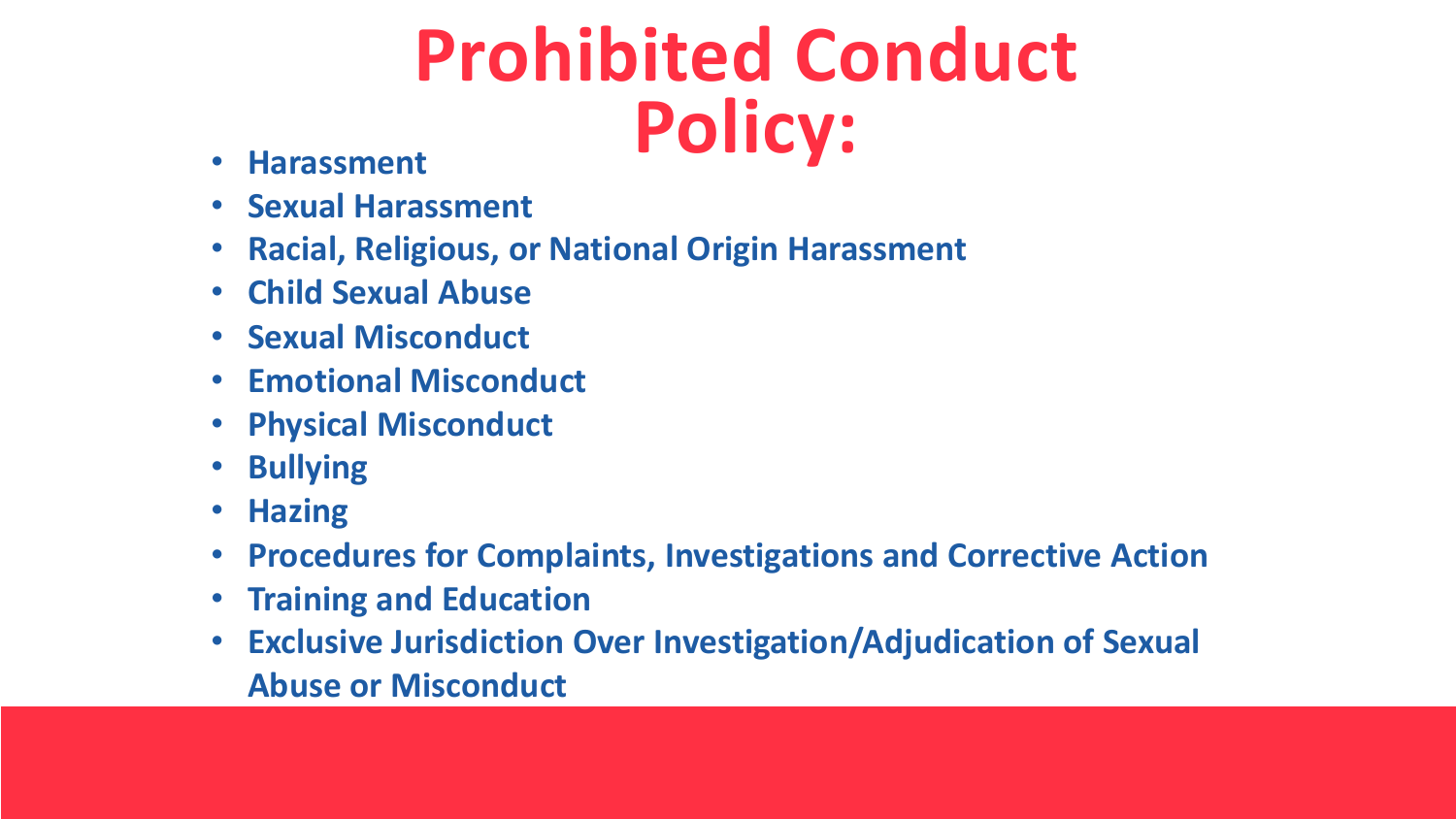# Prohibited Conduct Policy:

- **Harassment**
- **Sexual Harassment**
- **Racial, Religious, or National Origin Harassment**
- **Child Sexual Abuse**
- **Sexual Misconduct**
- **Emotional Misconduct**
- **Physical Misconduct**
- **Bullying**
- **Hazing**
- **Procedures for Complaints, Investigations and Corrective Action**
- **Training and Education**
- **Exclusive Jurisdiction Over Investigation/Adjudication of Sexual Abuse or Misconduct**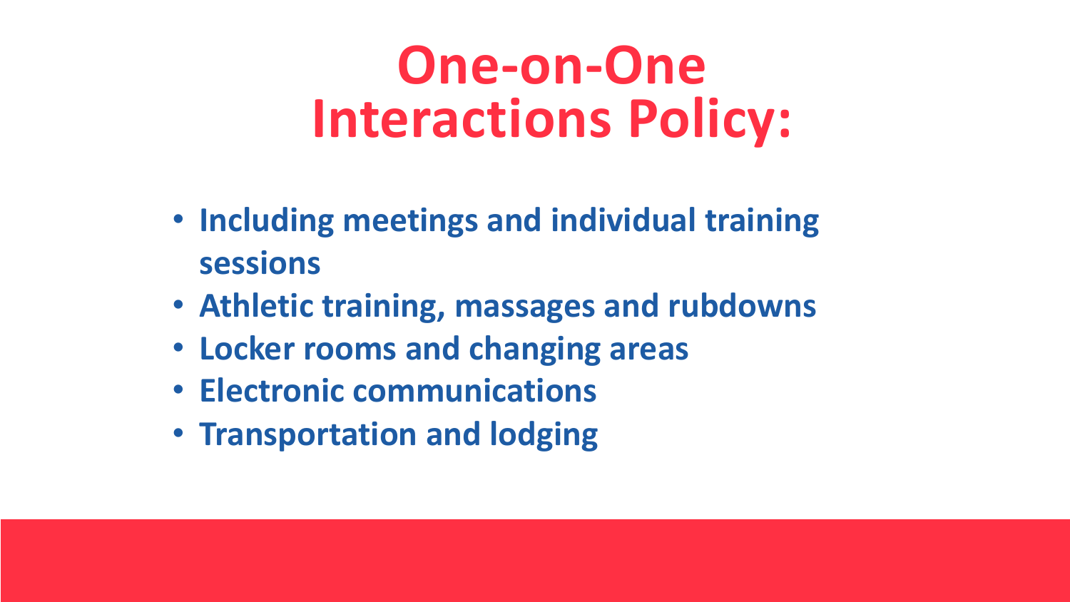# One-on-One Interactions Policy:

- **Including meetings and individual training sessions**
- **Athletic training, massages and rubdowns**
- **Locker rooms and changing areas**
- **Electronic communications**
- **Transportation and lodging**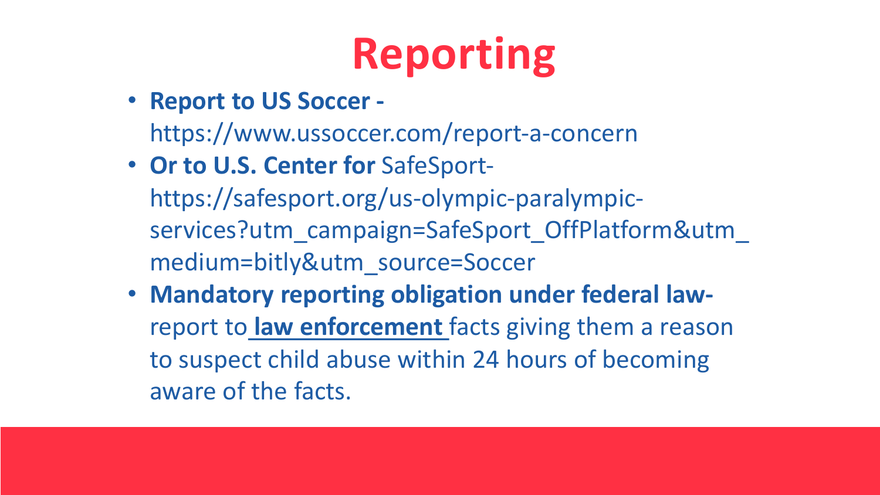# Reporting

- **Report to US Soccer -** https://www.ussoccer.com/report-a-concern
- **Or to U.S. Center for** SafeSport- https://safesport.org/us-olympic-paralympic-services?utm_campaign=SafeSport_OffPlatform&utm_medium=bitly&utm_source=Soccer
- **Mandatory reporting obligation under federal law-** report to **law enforcement** facts giving them a reason to suspect child abuse within 24 hours of becoming aware of the facts.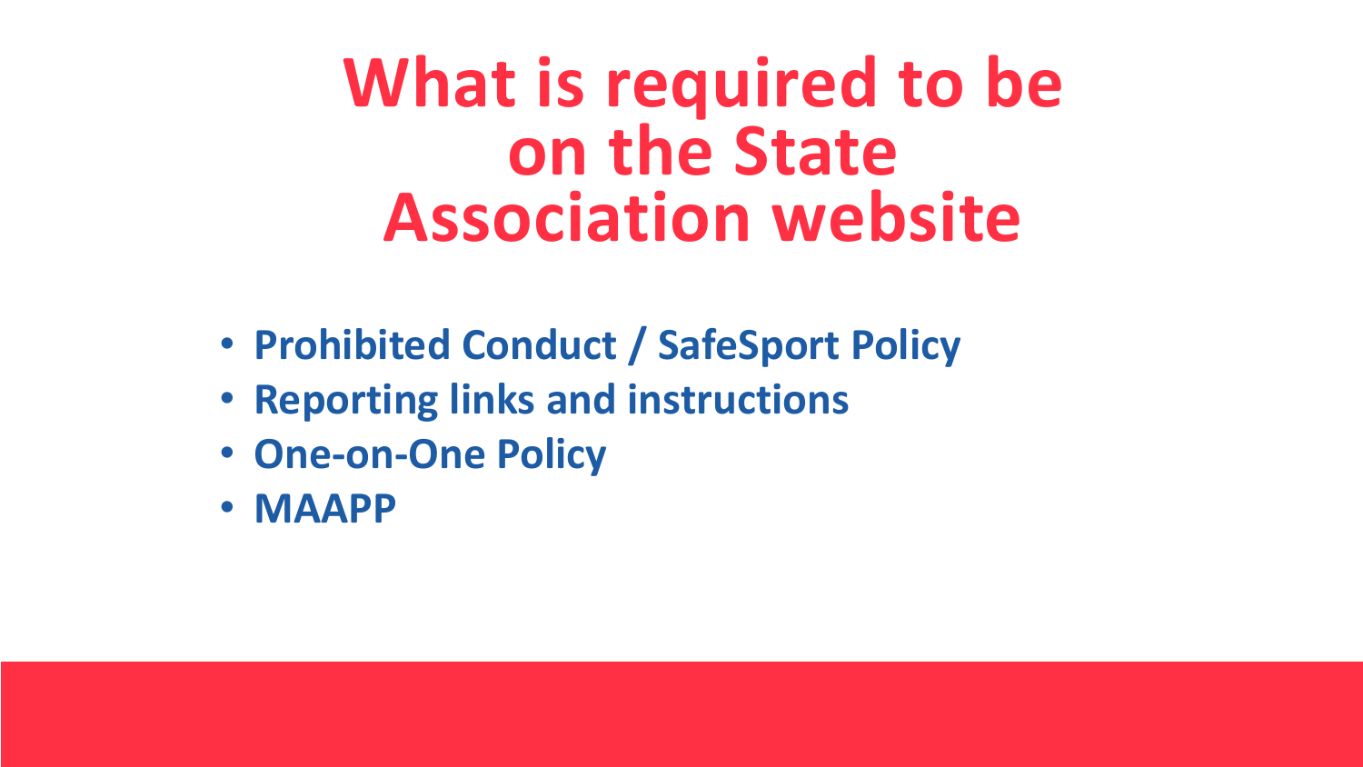# What is required to be on the State Association website

- **Prohibited Conduct / SafeSport Policy**
- **Reporting links and instructions**
- **One-on-One Policy**
- **MAAPP**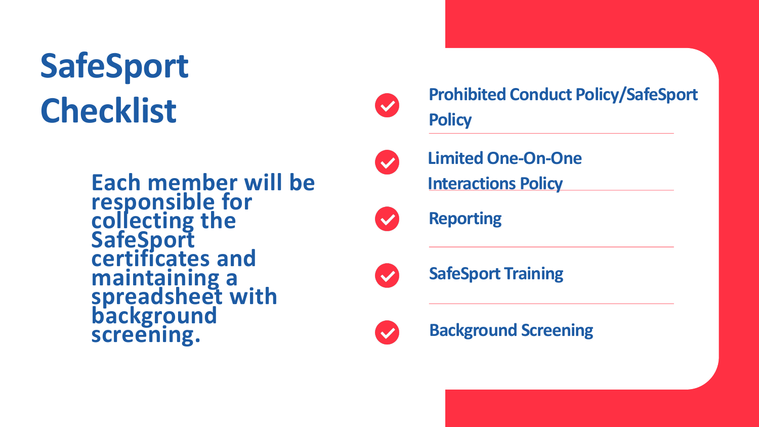# SafeSport Checklist

**Each member will be responsible for collecting the SafeSport certificates and maintaining a spreadsheet with background screening.**

- Prohibited Conduct Policy/SafeSport Policy
- Limited One-On-One Interactions Policy
- Reporting
- SafeSport Training
- Background Screening